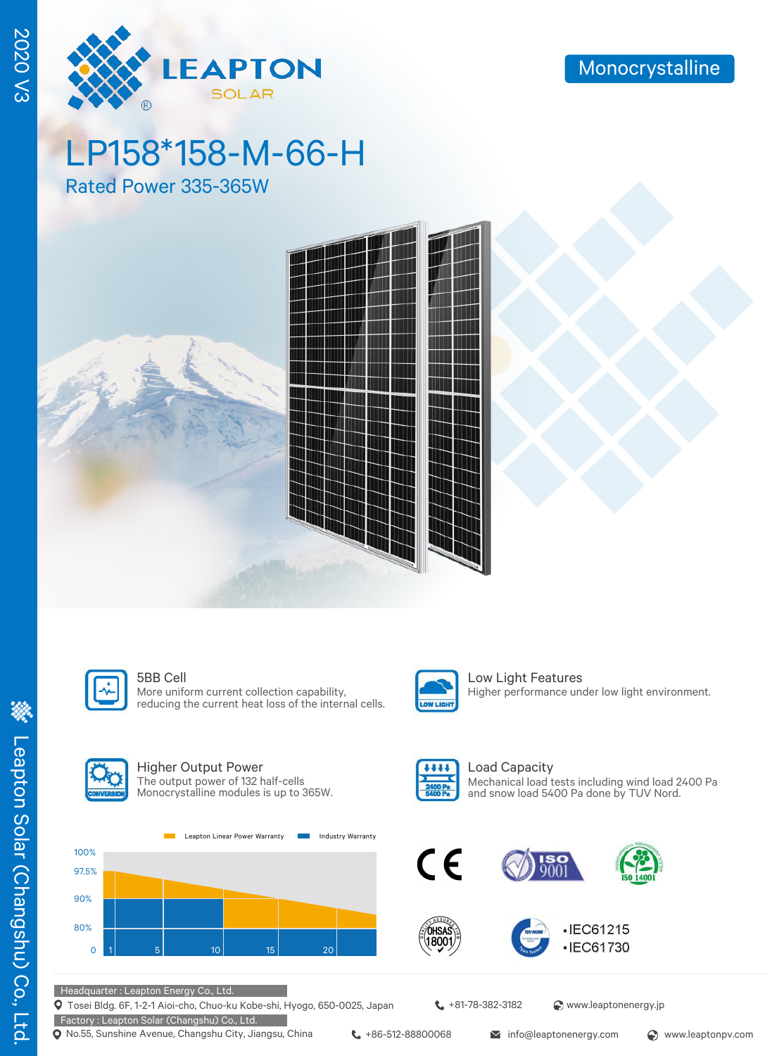2020 V3

LEAPTON SOLAR

Monocrystalline

# LP158*158-M-66-H

## Rated Power 335-365W

### 5BB Cell
More uniform current collection capability, reducing the current heat loss of the internal cells.

### Low Light Features
Higher performance under low light environment.

### Higher Output Power
The output power of 132 half-cells Monocrystalline modules is up to 365W.

### Load Capacity
Mechanical load tests including wind load 2400 Pa and snow load 5400 Pa done by TUV Nord.

Leapton Linear Power Warranty | Industry Warranty

100% | 97.5% | 90% | 80% | 0

1 | 5 | 10 | 15 | 20

- IEC61215
- IEC61730

Headquarter : Leapton Energy Co., Ltd.
Tosei Bldg. 6F, 1-2-1 Aioi-cho, Chuo-ku Kobe-shi, Hyogo, 650-0025, Japan | +81-78-382-3182 | www.leaptonenergy.jp

Factory : Leapton Solar (Changshu) Co., Ltd.
No.55, Sunshine Avenue, Changshu City, Jiangsu, China | +86-512-88800068 | info@leaptonenergy.com | www.leaptonpv.com

Leapton Solar (Changshu) Co., Ltd.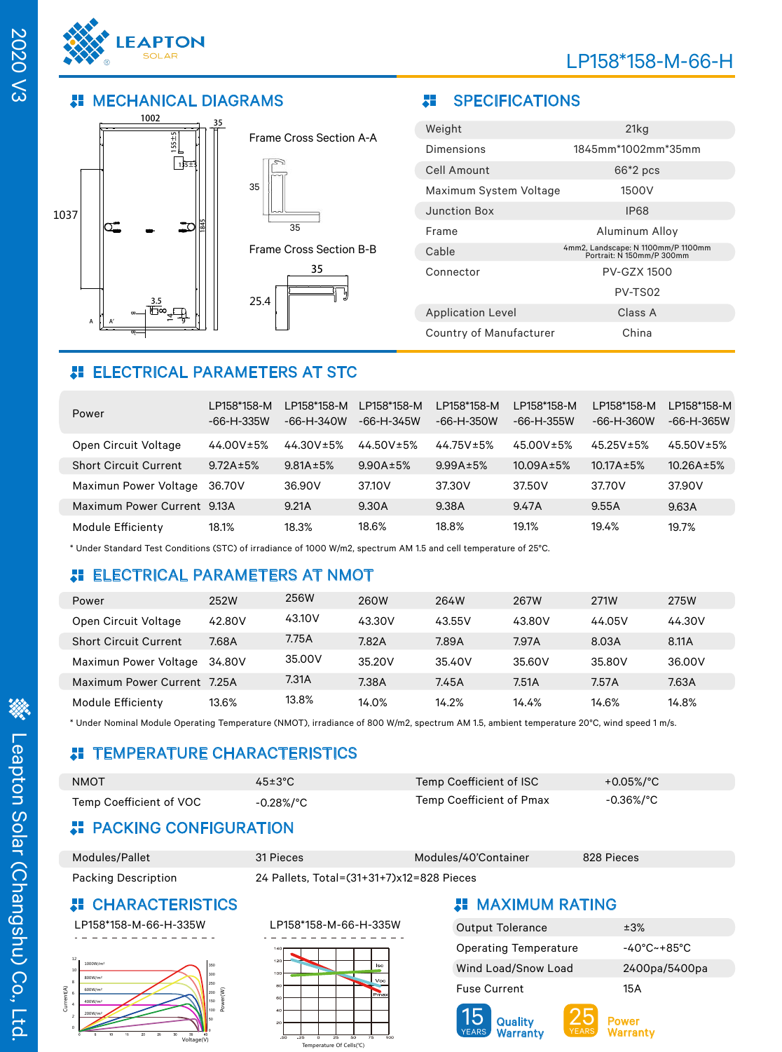LEAPTON SOLAR

# LP158*158-M-66-H

## MECHANICAL DIAGRAMS

1002
35
155±5
13.5±3
1037
1845
3.5
14
9
A A'

Frame Cross Section A-A

35
35

Frame Cross Section B-B

35
25.4

## SPECIFICATIONS

| | |
|---|---|
| Weight | 21kg |
| Dimensions | 1845mm*1002mm*35mm |
| Cell Amount | 66*2 pcs |
| Maximum System Voltage | 1500V |
| Junction Box | IP68 |
| Frame | Aluminum Alloy |
| Cable | 4mm2, Landscape: N 1100mm/P 1100mm Portrait: N 150mm/P 300mm |
| Connector | PV-GZX 1500 PV-TS02 |
| Application Level | Class A |
| Country of Manufacturer | China |

## ELECTRICAL PARAMETERS AT STC

| Power | LP158*158-M -66-H-335W | LP158*158-M -66-H-340W | LP158*158-M -66-H-345W | LP158*158-M -66-H-350W | LP158*158-M -66-H-355W | LP158*158-M -66-H-360W | LP158*158-M -66-H-365W |
|---|---|---|---|---|---|---|---|
| Open Circuit Voltage | 44.00V±5% | 44.30V±5% | 44.50V±5% | 44.75V±5% | 45.00V±5% | 45.25V±5% | 45.50V±5% |
| Short Circuit Current | 9.72A±5% | 9.81A±5% | 9.90A±5% | 9.99A±5% | 10.09A±5% | 10.17A±5% | 10.26A±5% |
| Maximun Power Voltage | 36.70V | 36.90V | 37.10V | 37.30V | 37.50V | 37.70V | 37.90V |
| Maximum Power Current | 9.13A | 9.21A | 9.30A | 9.38A | 9.47A | 9.55A | 9.63A |
| Module Efficienty | 18.1% | 18.3% | 18.6% | 18.8% | 19.1% | 19.4% | 19.7% |

* Under Standard Test Conditions (STC) of irradiance of 1000 W/m2, spectrum AM 1.5 and cell temperature of 25°C.

## ELECTRICAL PARAMETERS AT NMOT

| Power | 252W | 256W | 260W | 264W | 267W | 271W | 275W |
|---|---|---|---|---|---|---|---|
| Open Circuit Voltage | 42.80V | 43.10V | 43.30V | 43.55V | 43.80V | 44.05V | 44.30V |
| Short Circuit Current | 7.68A | 7.75A | 7.82A | 7.89A | 7.97A | 8.03A | 8.11A |
| Maximun Power Voltage | 34.80V | 35.00V | 35.20V | 35.40V | 35.60V | 35.80V | 36.00V |
| Maximum Power Current | 7.25A | 7.31A | 7.38A | 7.45A | 7.51A | 7.57A | 7.63A |
| Module Efficienty | 13.6% | 13.8% | 14.0% | 14.2% | 14.4% | 14.6% | 14.8% |

* Under Nominal Module Operating Temperature (NMOT), irradiance of 800 W/m2, spectrum AM 1.5, ambient temperature 20°C, wind speed 1 m/s.

## TEMPERATURE CHARACTERISTICS

| | | | |
|---|---|---|---|
| NMOT | 45±3°C | Temp Coefficient of ISC | +0.05%/°C |
| Temp Coefficient of VOC | -0.28%/°C | Temp Coefficient of Pmax | -0.36%/°C |

## PACKING CONFIGURATION

| | | | |
|---|---|---|---|
| Modules/Pallet | 31 Pieces | Modules/40'Container | 828 Pieces |
| Packing Description | 24 Pallets, Total=(31+31+7)x12=828 Pieces | | |

## CHARACTERISTICS

LP158*158-M-66-H-335W

1000W/m²
800W/m²
600W/m²
400W/m²
200W/m²
Current(A)
Power(W)
Voltage(V)

LP158*158-M-66-H-335W

Isc
Voc
Pmax
Temperature Of Cells(°C)

## MAXIMUM RATING

| | |
|---|---|
| Output Tolerance | ±3% |
| Operating Temperature | -40°C~+85°C |
| Wind Load/Snow Load | 2400pa/5400pa |
| Fuse Current | 15A |

15 YEARS Quality Warranty

25 YEARS Power Warranty

Leapton Solar (Changshu) Co., Ltd.